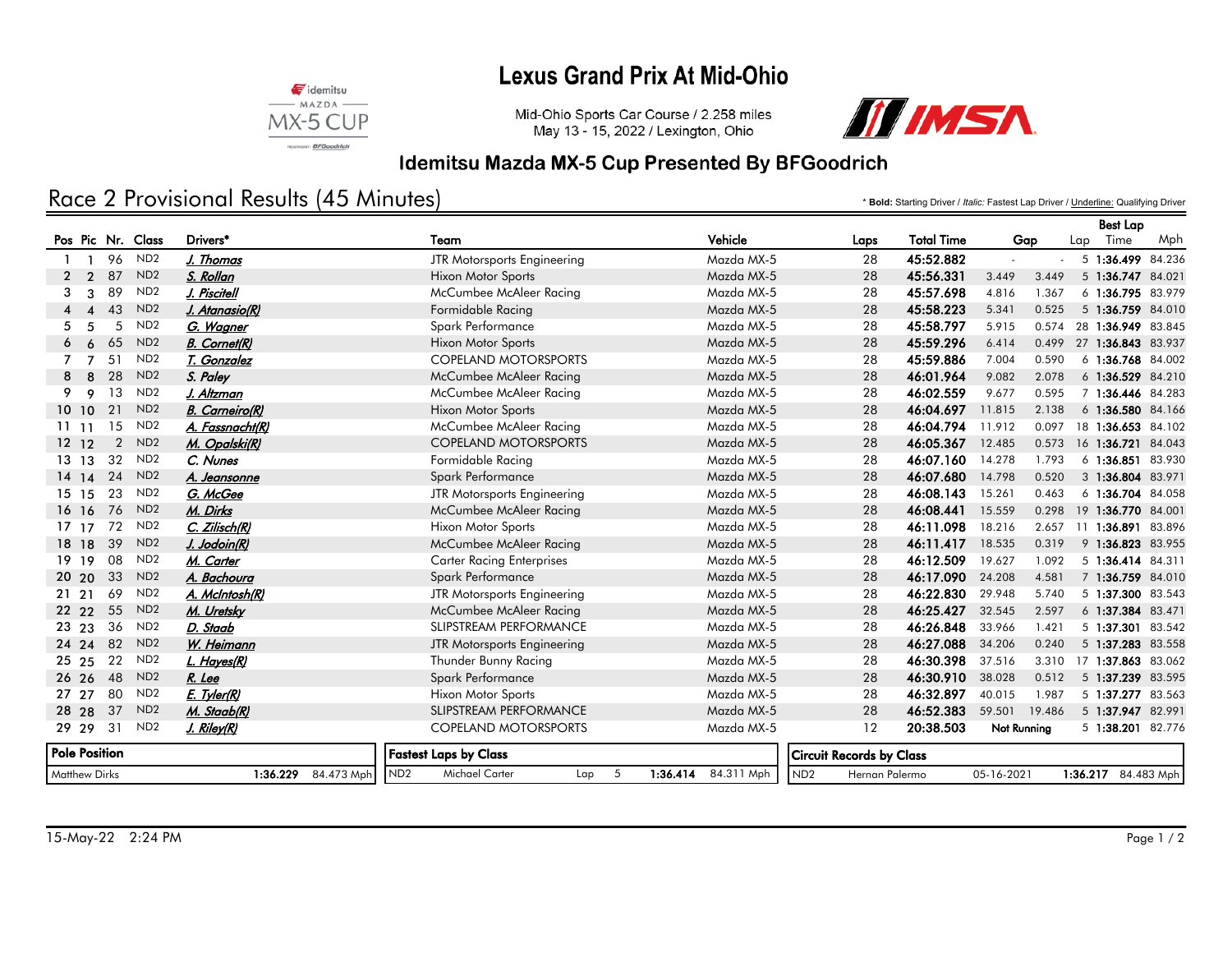# Lexus Grand Prix At Mid-Ohio

Mid-Ohio Sports Car Course / 2.258 miles
May 13 - 15, 2022 / Lexington, Ohio

## Idemitsu Mazda MX-5 Cup Presented By BFGoodrich

## Race 2 Provisional Results (45 Minutes)

\* **Bold:** Starting Driver / *Italic:* Fastest Lap Driver / Underline: Qualifying Driver

| Pos | Pic | Nr. | Class | Drivers* | Team | Vehicle | Laps | Total Time | Gap | | Best Lap Lap | Time | Mph |
|---|---|---|---|---|---|---|---|---|---|---|---|---|---|
| 1 | 1 | 96 | ND2 | J. Thomas | JTR Motorsports Engineering | Mazda MX-5 | 28 | 45:52.882 | - | - | 5 | 1:36.499 | 84.236 |
| 2 | 2 | 87 | ND2 | S. Rollan | Hixon Motor Sports | Mazda MX-5 | 28 | 45:56.331 | 3.449 | 3.449 | 5 | 1:36.747 | 84.021 |
| 3 | 3 | 89 | ND2 | J. Piscitell | McCumbee McAleer Racing | Mazda MX-5 | 28 | 45:57.698 | 4.816 | 1.367 | 6 | 1:36.795 | 83.979 |
| 4 | 4 | 43 | ND2 | J. Atanasio(R) | Formidable Racing | Mazda MX-5 | 28 | 45:58.223 | 5.341 | 0.525 | 5 | 1:36.759 | 84.010 |
| 5 | 5 | 5 | ND2 | G. Wagner | Spark Performance | Mazda MX-5 | 28 | 45:58.797 | 5.915 | 0.574 | 28 | 1:36.949 | 83.845 |
| 6 | 6 | 65 | ND2 | B. Cornet(R) | Hixon Motor Sports | Mazda MX-5 | 28 | 45:59.296 | 6.414 | 0.499 | 27 | 1:36.843 | 83.937 |
| 7 | 7 | 51 | ND2 | T. Gonzalez | COPELAND MOTORSPORTS | Mazda MX-5 | 28 | 45:59.886 | 7.004 | 0.590 | 6 | 1:36.768 | 84.002 |
| 8 | 8 | 28 | ND2 | S. Paley | McCumbee McAleer Racing | Mazda MX-5 | 28 | 46:01.964 | 9.082 | 2.078 | 6 | 1:36.529 | 84.210 |
| 9 | 9 | 13 | ND2 | J. Altzman | McCumbee McAleer Racing | Mazda MX-5 | 28 | 46:02.559 | 9.677 | 0.595 | 7 | 1:36.446 | 84.283 |
| 10 | 10 | 21 | ND2 | B. Carneiro(R) | Hixon Motor Sports | Mazda MX-5 | 28 | 46:04.697 | 11.815 | 2.138 | 6 | 1:36.580 | 84.166 |
| 11 | 11 | 15 | ND2 | A. Fassnacht(R) | McCumbee McAleer Racing | Mazda MX-5 | 28 | 46:04.794 | 11.912 | 0.097 | 18 | 1:36.653 | 84.102 |
| 12 | 12 | 2 | ND2 | M. Opalski(R) | COPELAND MOTORSPORTS | Mazda MX-5 | 28 | 46:05.367 | 12.485 | 0.573 | 16 | 1:36.721 | 84.043 |
| 13 | 13 | 32 | ND2 | C. Nunes | Formidable Racing | Mazda MX-5 | 28 | 46:07.160 | 14.278 | 1.793 | 6 | 1:36.851 | 83.930 |
| 14 | 14 | 24 | ND2 | A. Jeansonne | Spark Performance | Mazda MX-5 | 28 | 46:07.680 | 14.798 | 0.520 | 3 | 1:36.804 | 83.971 |
| 15 | 15 | 23 | ND2 | G. McGee | JTR Motorsports Engineering | Mazda MX-5 | 28 | 46:08.143 | 15.261 | 0.463 | 6 | 1:36.704 | 84.058 |
| 16 | 16 | 76 | ND2 | M. Dirks | McCumbee McAleer Racing | Mazda MX-5 | 28 | 46:08.441 | 15.559 | 0.298 | 19 | 1:36.770 | 84.001 |
| 17 | 17 | 72 | ND2 | C. Zilisch(R) | Hixon Motor Sports | Mazda MX-5 | 28 | 46:11.098 | 18.216 | 2.657 | 11 | 1:36.891 | 83.896 |
| 18 | 18 | 39 | ND2 | J. Jodoin(R) | McCumbee McAleer Racing | Mazda MX-5 | 28 | 46:11.417 | 18.535 | 0.319 | 9 | 1:36.823 | 83.955 |
| 19 | 19 | 08 | ND2 | M. Carter | Carter Racing Enterprises | Mazda MX-5 | 28 | 46:12.509 | 19.627 | 1.092 | 5 | 1:36.414 | 84.311 |
| 20 | 20 | 33 | ND2 | A. Bachoura | Spark Performance | Mazda MX-5 | 28 | 46:17.090 | 24.208 | 4.581 | 7 | 1:36.759 | 84.010 |
| 21 | 21 | 69 | ND2 | A. McIntosh(R) | JTR Motorsports Engineering | Mazda MX-5 | 28 | 46:22.830 | 29.948 | 5.740 | 5 | 1:37.300 | 83.543 |
| 22 | 22 | 55 | ND2 | M. Uretsky | McCumbee McAleer Racing | Mazda MX-5 | 28 | 46:25.427 | 32.545 | 2.597 | 6 | 1:37.384 | 83.471 |
| 23 | 23 | 36 | ND2 | D. Staab | SLIPSTREAM PERFORMANCE | Mazda MX-5 | 28 | 46:26.848 | 33.966 | 1.421 | 5 | 1:37.301 | 83.542 |
| 24 | 24 | 82 | ND2 | W. Heimann | JTR Motorsports Engineering | Mazda MX-5 | 28 | 46:27.088 | 34.206 | 0.240 | 5 | 1:37.283 | 83.558 |
| 25 | 25 | 22 | ND2 | L. Hayes(R) | Thunder Bunny Racing | Mazda MX-5 | 28 | 46:30.398 | 37.516 | 3.310 | 17 | 1:37.863 | 83.062 |
| 26 | 26 | 48 | ND2 | R. Lee | Spark Performance | Mazda MX-5 | 28 | 46:30.910 | 38.028 | 0.512 | 5 | 1:37.239 | 83.595 |
| 27 | 27 | 80 | ND2 | E. Tyler(R) | Hixon Motor Sports | Mazda MX-5 | 28 | 46:32.897 | 40.015 | 1.987 | 5 | 1:37.277 | 83.563 |
| 28 | 28 | 37 | ND2 | M. Staab(R) | SLIPSTREAM PERFORMANCE | Mazda MX-5 | 28 | 46:52.383 | 59.501 | 19.486 | 5 | 1:37.947 | 82.991 |
| 29 | 29 | 31 | ND2 | J. Riley(R) | COPELAND MOTORSPORTS | Mazda MX-5 | 12 | 20:38.503 | Not Running | | 5 | 1:38.201 | 82.776 |

| Pole Position | | |
|---|---|---|
| Matthew Dirks | 1:36.229 | 84.473 Mph |

| Fastest Laps by Class | | | | | |
|---|---|---|---|---|---|
| ND2 | Michael Carter | Lap | 5 | 1:36.414 | 84.311 Mph |

| Circuit Records by Class | | | | |
|---|---|---|---|---|
| ND2 | Hernan Palermo | 05-16-2021 | 1:36.217 | 84.483 Mph |

15-May-22 2:24 PM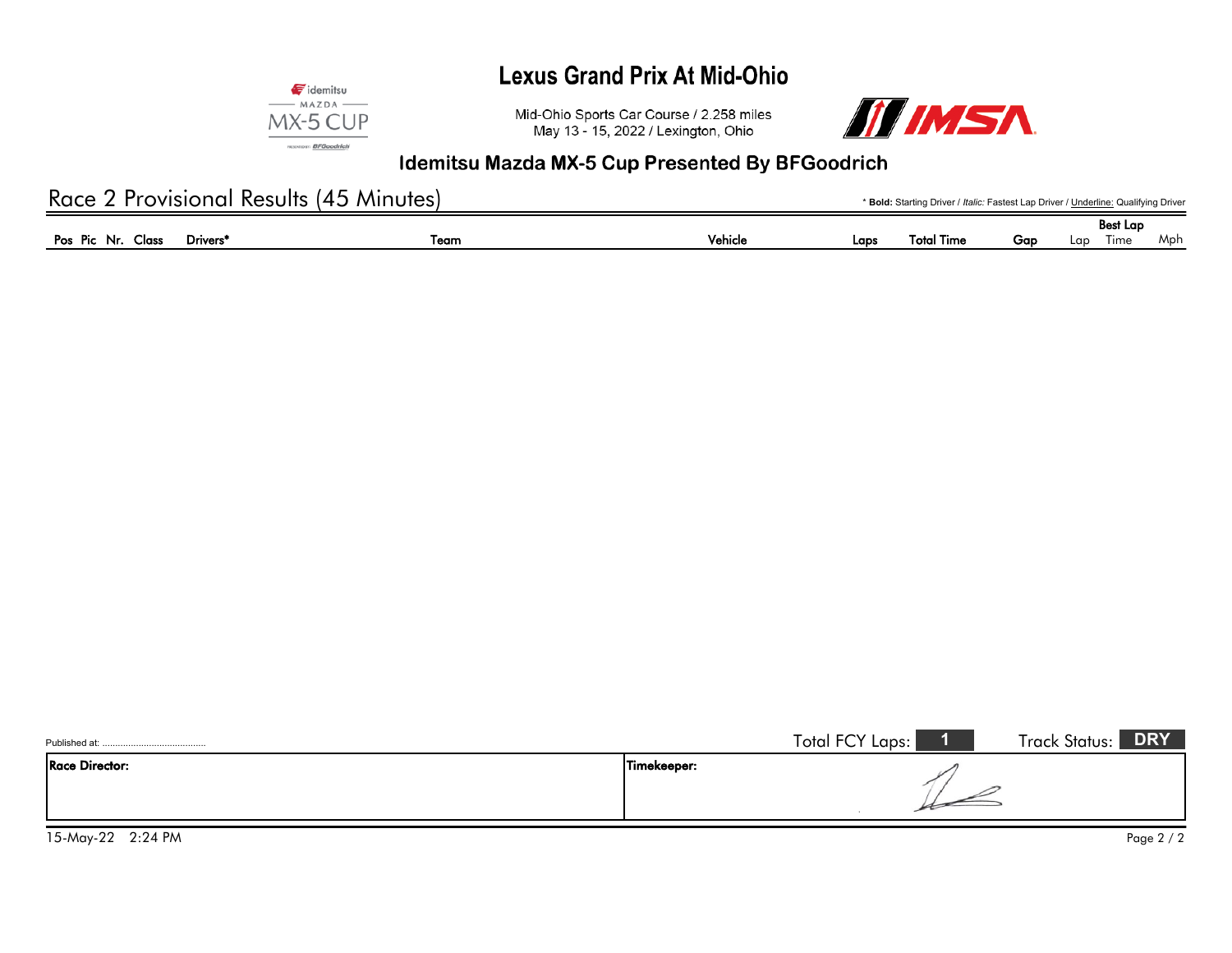# Lexus Grand Prix At Mid-Ohio

Mid-Ohio Sports Car Course / 2.258 miles
May 13 - 15, 2022 / Lexington, Ohio

## Idemitsu Mazda MX-5 Cup Presented By BFGoodrich

## Race 2 Provisional Results (45 Minutes)

* **Bold:** Starting Driver / *Italic:* Fastest Lap Driver / Underline: Qualifying Driver

| Pos | Pic | Nr. | Class | Drivers* | Team | Vehicle | Laps | Total Time | Gap | Best Lap | | |
|---|---|---|---|---|---|---|---|---|---|---|---|---|
| | | | | | | | | | | Lap | Time | Mph |

Published at: ........................................

Total FCY Laps: 1

Track Status: DRY

| Race Director: | Timekeeper: |
|---|---|
| | |

15-May-22 2:24 PM